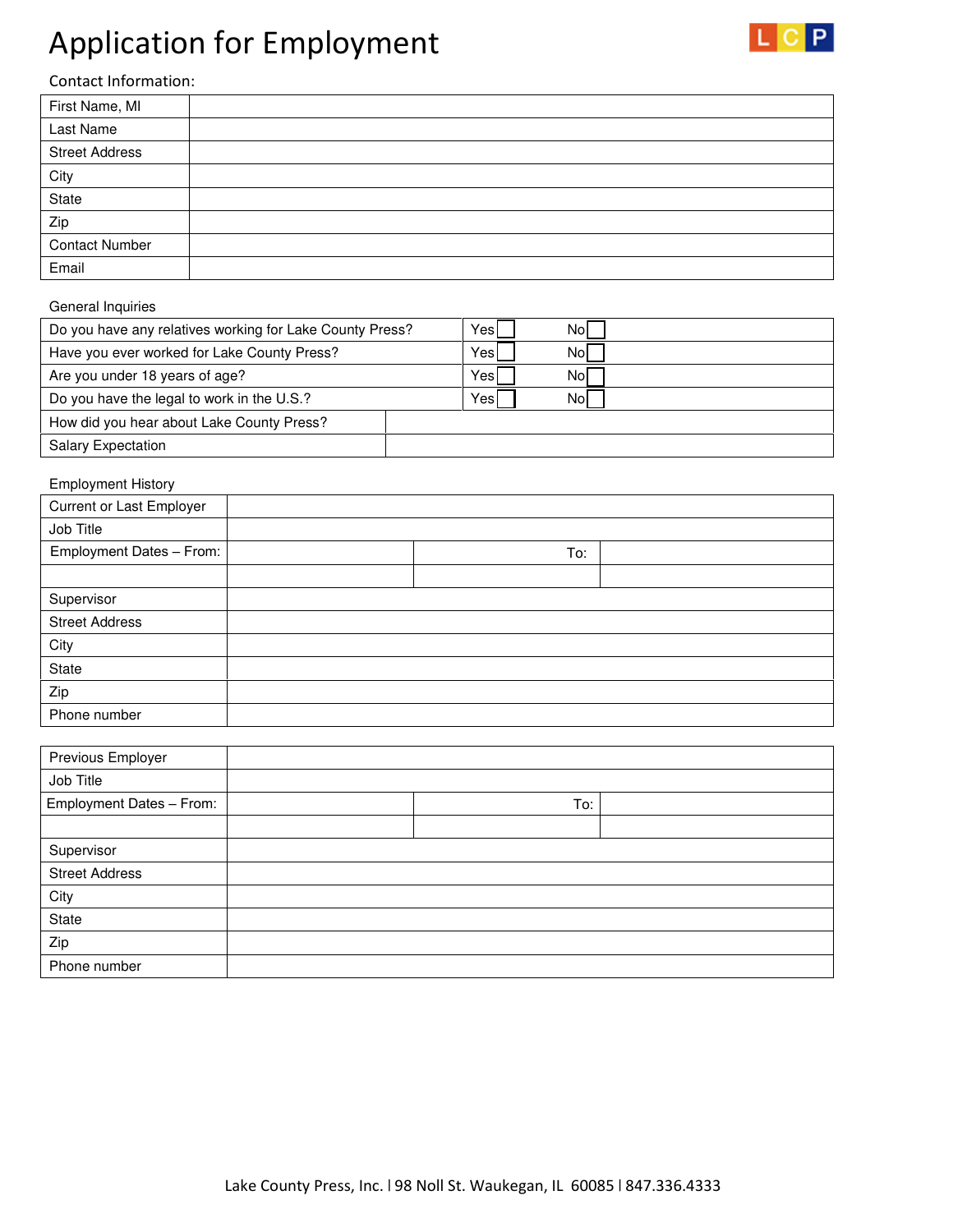# Application for Employment

LCP

Contact Information:

| | |
|---|---|
| First Name, MI | |
| Last Name | |
| Street Address | |
| City | |
| State | |
| Zip | |
| Contact Number | |
| Email | |

General Inquiries

| | | |
|---|---|---|
| Do you have any relatives working for Lake County Press? | Yes ☐ | No ☐ |
| Have you ever worked for Lake County Press? | Yes ☐ | No ☐ |
| Are you under 18 years of age? | Yes ☐ | No ☐ |
| Do you have the legal to work in the U.S.? | Yes ☐ | No ☐ |
| How did you hear about Lake County Press? | | |
| Salary Expectation | | |

Employment History

| | | | |
|---|---|---|---|
| Current or Last Employer | | | |
| Job Title | | | |
| Employment Dates – From: | | To: | |
| | | | |
| Supervisor | | | |
| Street Address | | | |
| City | | | |
| State | | | |
| Zip | | | |
| Phone number | | | |

| | | | |
|---|---|---|---|
| Previous Employer | | | |
| Job Title | | | |
| Employment Dates – From: | | To: | |
| | | | |
| Supervisor | | | |
| Street Address | | | |
| City | | | |
| State | | | |
| Zip | | | |
| Phone number | | | |

Lake County Press, Inc. l 98 Noll St. Waukegan, IL 60085 l 847.336.4333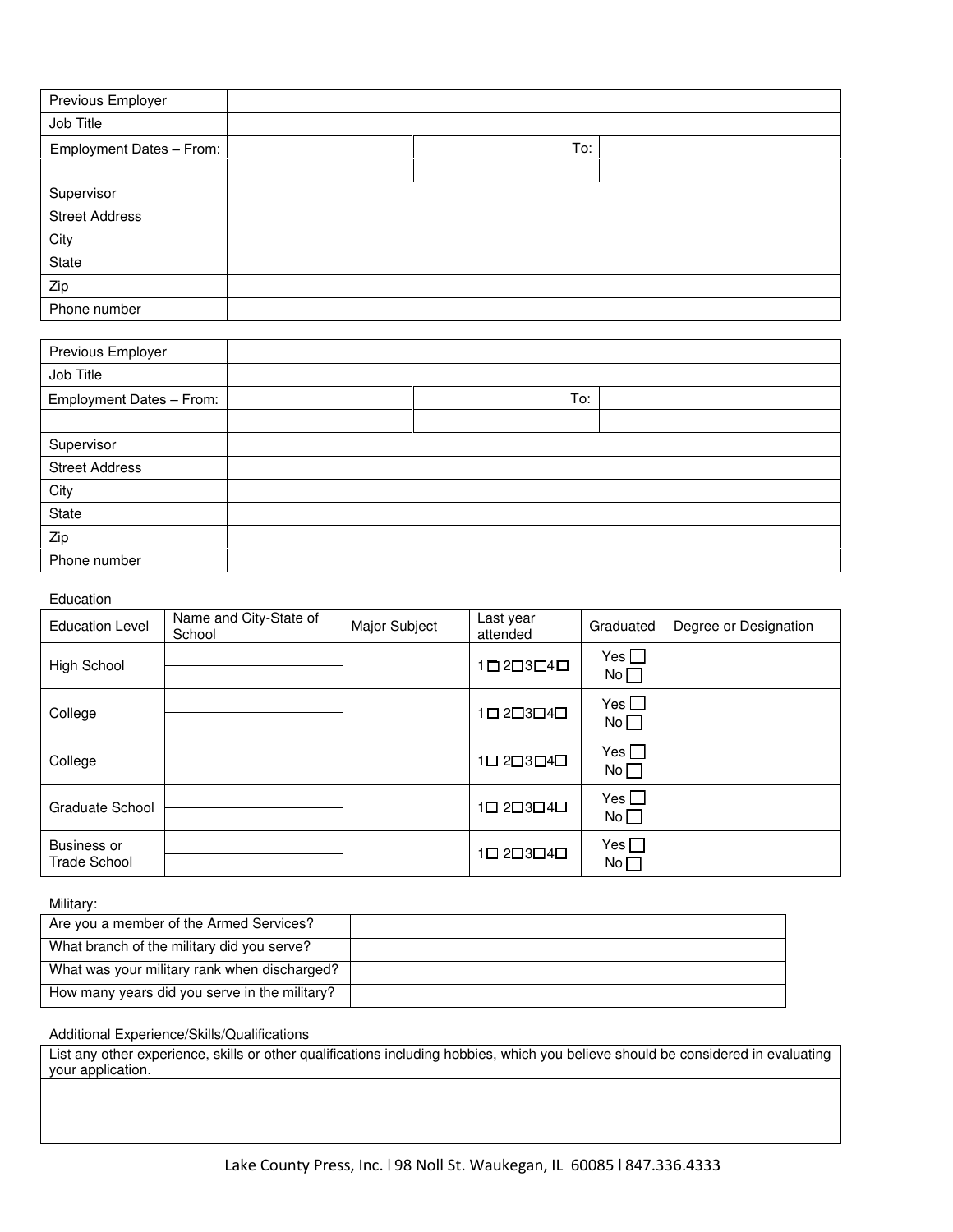| Previous Employer | | | |
|---|---|---|---|
| Job Title | | | |
| Employment Dates – From: | | To: | |
| | | | |
| Supervisor | | | |
| Street Address | | | |
| City | | | |
| State | | | |
| Zip | | | |
| Phone number | | | |

| Previous Employer | | | |
|---|---|---|---|
| Job Title | | | |
| Employment Dates – From: | | To: | |
| | | | |
| Supervisor | | | |
| Street Address | | | |
| City | | | |
| State | | | |
| Zip | | | |
| Phone number | | | |

Education

| Education Level | Name and City-State of School | Major Subject | Last year attended | Graduated | Degree or Designation |
|---|---|---|---|---|---|
| High School | | | 1☐ 2☐3☐4☐ | Yes ☐ No ☐ | |
| College | | | 1☐ 2☐3☐4☐ | Yes ☐ No ☐ | |
| College | | | 1☐ 2☐3☐4☐ | Yes ☐ No ☐ | |
| Graduate School | | | 1☐ 2☐3☐4☐ | Yes ☐ No ☐ | |
| Business or Trade School | | | 1☐ 2☐3☐4☐ | Yes ☐ No ☐ | |

Military:

| Are you a member of the Armed Services? | |
|---|---|
| What branch of the military did you serve? | |
| What was your military rank when discharged? | |
| How many years did you serve in the military? | |

Additional Experience/Skills/Qualifications

| List any other experience, skills or other qualifications including hobbies, which you believe should be considered in evaluating your application. |
|---|
| |

Lake County Press, Inc. | 98 Noll St. Waukegan, IL 60085 | 847.336.4333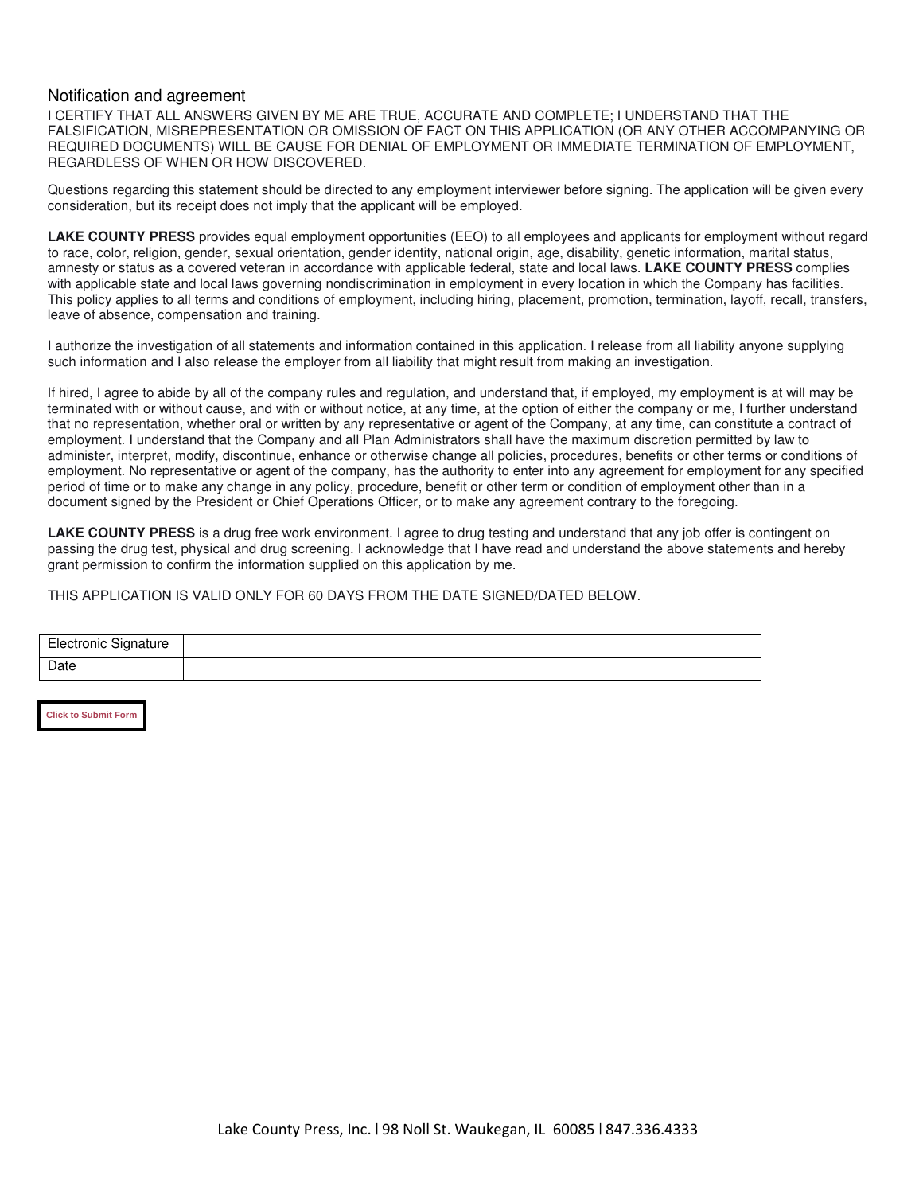## Notification and agreement

I CERTIFY THAT ALL ANSWERS GIVEN BY ME ARE TRUE, ACCURATE AND COMPLETE; I UNDERSTAND THAT THE FALSIFICATION, MISREPRESENTATION OR OMISSION OF FACT ON THIS APPLICATION (OR ANY OTHER ACCOMPANYING OR REQUIRED DOCUMENTS) WILL BE CAUSE FOR DENIAL OF EMPLOYMENT OR IMMEDIATE TERMINATION OF EMPLOYMENT, REGARDLESS OF WHEN OR HOW DISCOVERED.

Questions regarding this statement should be directed to any employment interviewer before signing. The application will be given every consideration, but its receipt does not imply that the applicant will be employed.

**LAKE COUNTY PRESS** provides equal employment opportunities (EEO) to all employees and applicants for employment without regard to race, color, religion, gender, sexual orientation, gender identity, national origin, age, disability, genetic information, marital status, amnesty or status as a covered veteran in accordance with applicable federal, state and local laws. **LAKE COUNTY PRESS** complies with applicable state and local laws governing nondiscrimination in employment in every location in which the Company has facilities. This policy applies to all terms and conditions of employment, including hiring, placement, promotion, termination, layoff, recall, transfers, leave of absence, compensation and training.

I authorize the investigation of all statements and information contained in this application. I release from all liability anyone supplying such information and I also release the employer from all liability that might result from making an investigation.

If hired, I agree to abide by all of the company rules and regulation, and understand that, if employed, my employment is at will may be terminated with or without cause, and with or without notice, at any time, at the option of either the company or me, I further understand that no representation, whether oral or written by any representative or agent of the Company, at any time, can constitute a contract of employment. I understand that the Company and all Plan Administrators shall have the maximum discretion permitted by law to administer, interpret, modify, discontinue, enhance or otherwise change all policies, procedures, benefits or other terms or conditions of employment. No representative or agent of the company, has the authority to enter into any agreement for employment for any specified period of time or to make any change in any policy, procedure, benefit or other term or condition of employment other than in a document signed by the President or Chief Operations Officer, or to make any agreement contrary to the foregoing.

**LAKE COUNTY PRESS** is a drug free work environment. I agree to drug testing and understand that any job offer is contingent on passing the drug test, physical and drug screening. I acknowledge that I have read and understand the above statements and hereby grant permission to confirm the information supplied on this application by me.

THIS APPLICATION IS VALID ONLY FOR 60 DAYS FROM THE DATE SIGNED/DATED BELOW.

| | |
|---|---|
| Electronic Signature | |
| Date | |

Click to Submit Form

Lake County Press, Inc. | 98 Noll St. Waukegan, IL 60085 | 847.336.4333